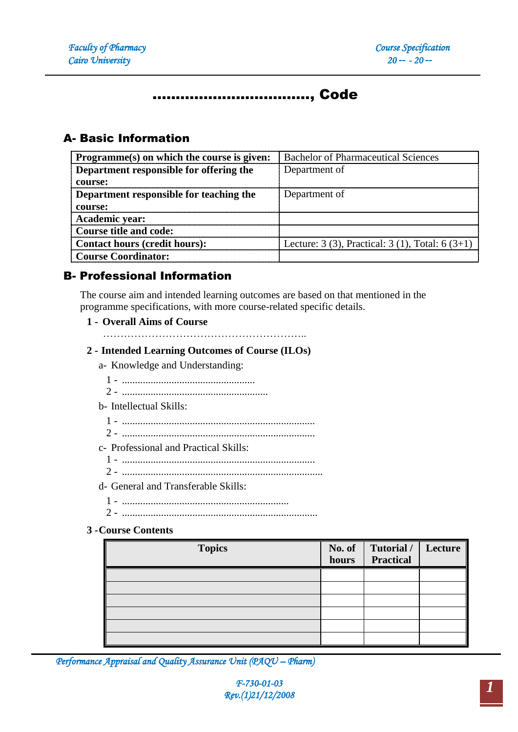# ................................., Code

## A- Basic Information

| | |
|---|---|
| **Programme(s) on which the course is given:** | Bachelor of Pharmaceutical Sciences |
| **Department responsible for offering the course:** | Department of |
| **Department responsible for teaching the course:** | Department of |
| **Academic year:** | |
| **Course title and code:** | |
| **Contact hours (credit hours):** | Lecture: 3 (3), Practical: 3 (1), Total: 6 (3+1) |
| **Course Coordinator:** | |

## B- Professional Information

The course aim and intended learning outcomes are based on that mentioned in the programme specifications, with more course-related specific details.

### 1 - Overall Aims of Course

…………………………………………………..

### 2 - Intended Learning Outcomes of Course (ILOs)

a- Knowledge and Understanding:

1 - ...................................................
2 - ........................................................

b- Intellectual Skills:

1 - ..........................................................................
2 - ..........................................................................

c- Professional and Practical Skills:

1 - ..........................................................................
2 - .............................................................................

d- General and Transferable Skills:

1 - ................................................................
2 - ...........................................................................

### 3 -Course Contents

| Topics | No. of hours | Tutorial / Practical | Lecture |
|---|---|---|---|
| | | | |
| | | | |
| | | | |
| | | | |
| | | | |
| | | | |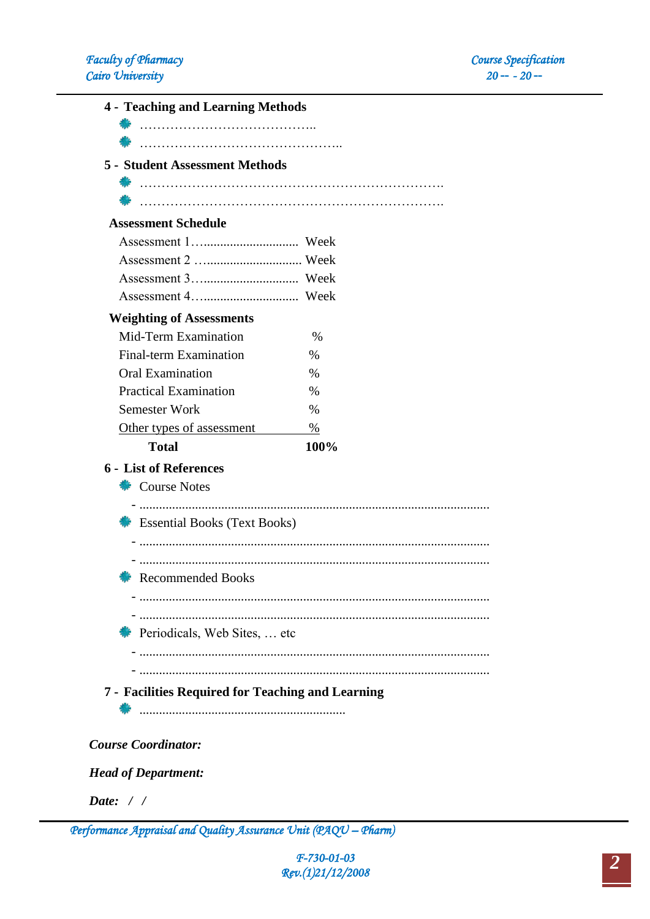## 4 - Teaching and Learning Methods

- …………………………………..
- ………………………………………..

## 5 - Student Assessment Methods

- ……………………………………………………………….
- ……………………………………………………………….

### Assessment Schedule

Assessment 1…............................. Week
Assessment 2 …............................. Week
Assessment 3…............................. Week
Assessment 4…............................. Week

### Weighting of Assessments

| | |
|---|---|
| Mid-Term Examination | % |
| Final-term Examination | % |
| Oral Examination | % |
| Practical Examination | % |
| Semester Work | % |
| Other types of assessment | % |
| **Total** | **100%** |

## 6 - List of References

- Course Notes
  - ........................................................................................................
- Essential Books (Text Books)
  - ........................................................................................................
  - ........................................................................................................
- Recommended Books
  - ........................................................................................................
  - ........................................................................................................
- Periodicals, Web Sites, … etc
  - ........................................................................................................
  - ........................................................................................................

## 7 - Facilities Required for Teaching and Learning

- ..............................................................

***Course Coordinator:***

***Head of Department:***

***Date:*** */ /*

*Performance Appraisal and Quality Assurance Unit (PAQU – Pharm)*

*F-730-01-03*
*Rev.(1)21/12/2008*